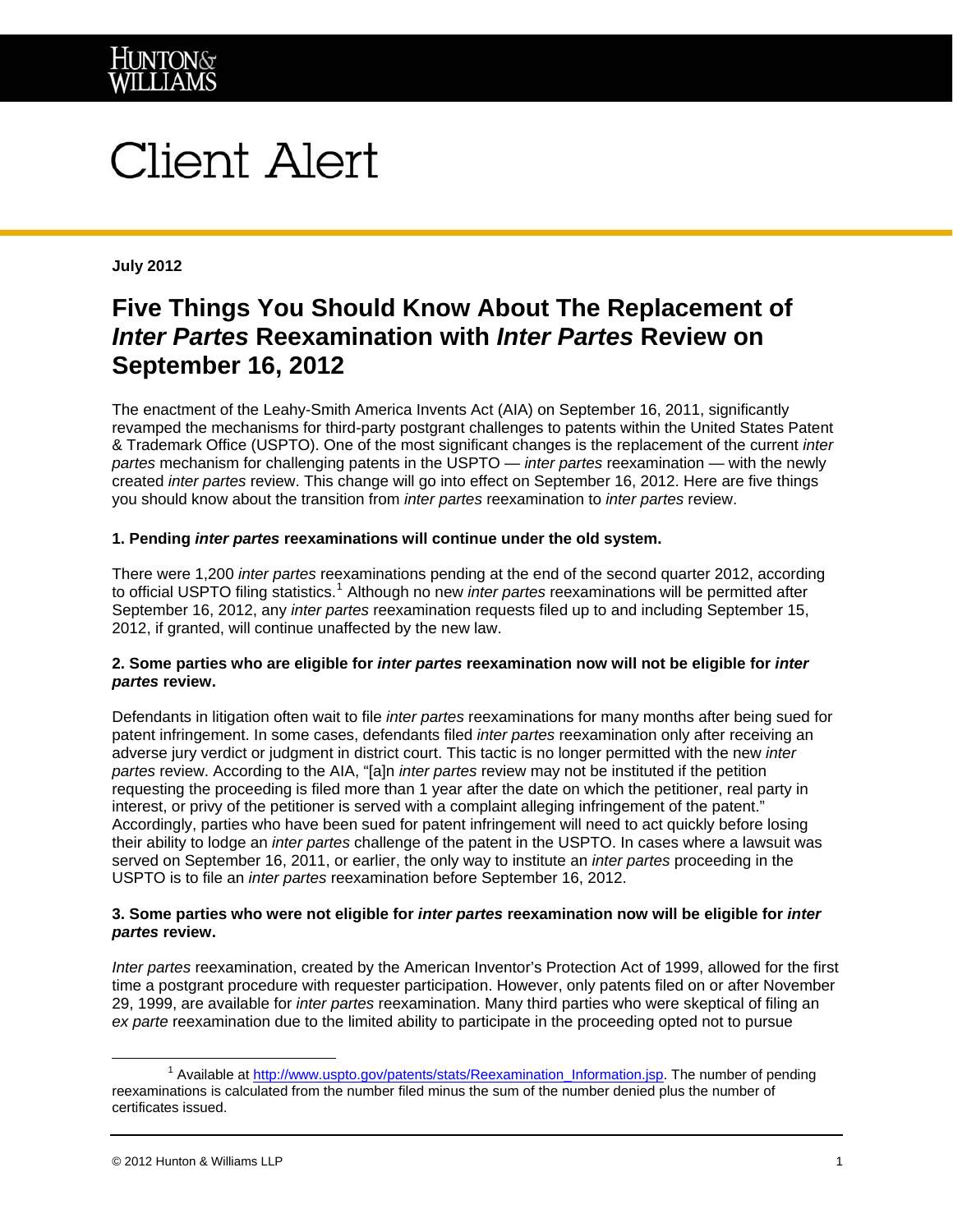HUNTON& WILLIAMS

# Client Alert

**July 2012**

## Five Things You Should Know About The Replacement of *Inter Partes* Reexamination with *Inter Partes* Review on September 16, 2012

The enactment of the Leahy-Smith America Invents Act (AIA) on September 16, 2011, significantly revamped the mechanisms for third-party postgrant challenges to patents within the United States Patent & Trademark Office (USPTO). One of the most significant changes is the replacement of the current *inter partes* mechanism for challenging patents in the USPTO — *inter partes* reexamination — with the newly created *inter partes* review. This change will go into effect on September 16, 2012. Here are five things you should know about the transition from *inter partes* reexamination to *inter partes* review.

### 1. Pending *inter partes* reexaminations will continue under the old system.

There were 1,200 *inter partes* reexaminations pending at the end of the second quarter 2012, according to official USPTO filing statistics.[1] Although no new *inter partes* reexaminations will be permitted after September 16, 2012, any *inter partes* reexamination requests filed up to and including September 15, 2012, if granted, will continue unaffected by the new law.

### 2. Some parties who are eligible for *inter partes* reexamination now will not be eligible for *inter partes* review.

Defendants in litigation often wait to file *inter partes* reexaminations for many months after being sued for patent infringement. In some cases, defendants filed *inter partes* reexamination only after receiving an adverse jury verdict or judgment in district court. This tactic is no longer permitted with the new *inter partes* review. According to the AIA, "[a]n *inter partes* review may not be instituted if the petition requesting the proceeding is filed more than 1 year after the date on which the petitioner, real party in interest, or privy of the petitioner is served with a complaint alleging infringement of the patent." Accordingly, parties who have been sued for patent infringement will need to act quickly before losing their ability to lodge an *inter partes* challenge of the patent in the USPTO. In cases where a lawsuit was served on September 16, 2011, or earlier, the only way to institute an *inter partes* proceeding in the USPTO is to file an *inter partes* reexamination before September 16, 2012.

### 3. Some parties who were not eligible for *inter partes* reexamination now will be eligible for *inter partes* review.

*Inter partes* reexamination, created by the American Inventor's Protection Act of 1999, allowed for the first time a postgrant procedure with requester participation. However, only patents filed on or after November 29, 1999, are available for *inter partes* reexamination. Many third parties who were skeptical of filing an *ex parte* reexamination due to the limited ability to participate in the proceeding opted not to pursue

---

[1] Available at http://www.uspto.gov/patents/stats/Reexamination_Information.jsp. The number of pending reexaminations is calculated from the number filed minus the sum of the number denied plus the number of certificates issued.

© 2012 Hunton & Williams LLP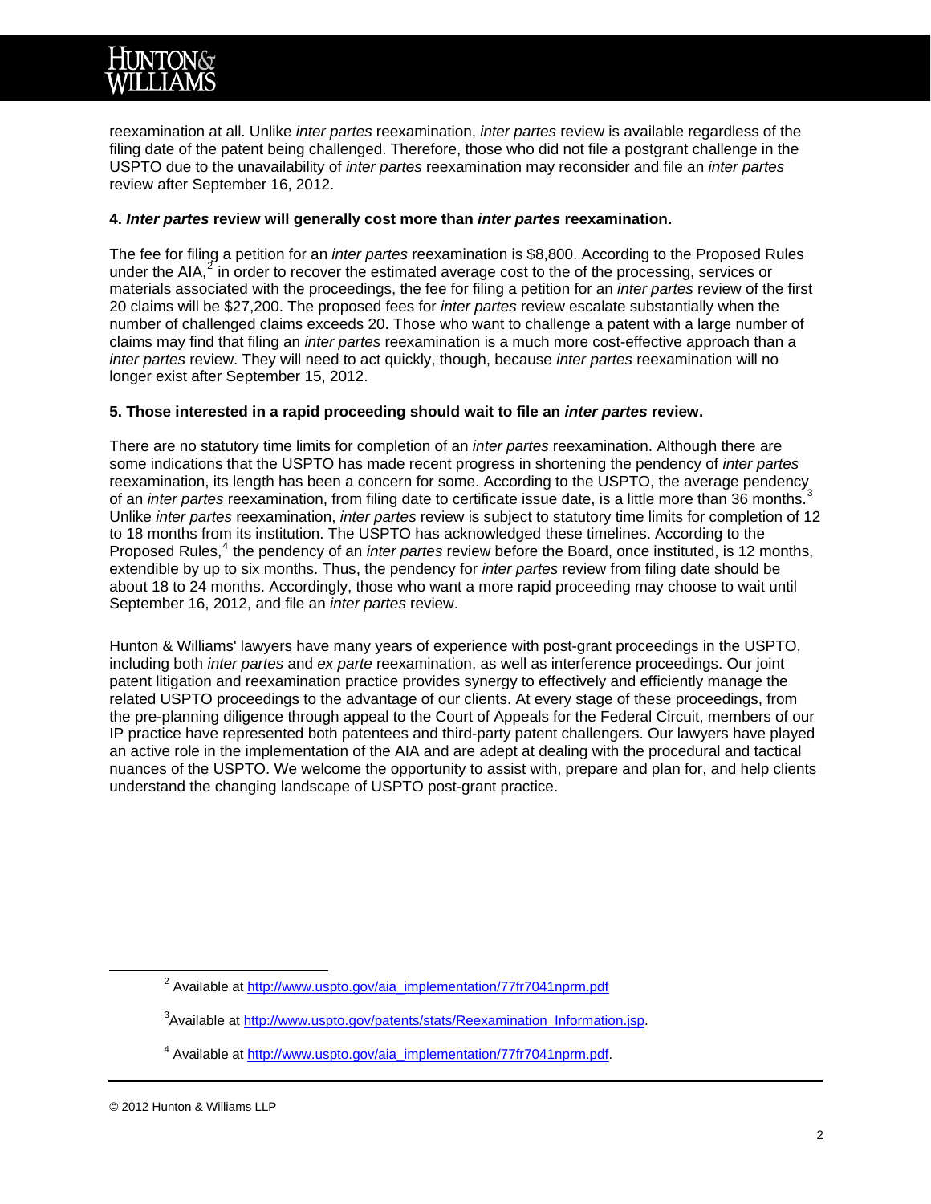reexamination at all. Unlike *inter partes* reexamination, *inter partes* review is available regardless of the filing date of the patent being challenged. Therefore, those who did not file a postgrant challenge in the USPTO due to the unavailability of *inter partes* reexamination may reconsider and file an *inter partes* review after September 16, 2012.

**4. *Inter partes* review will generally cost more than *inter partes* reexamination.**

The fee for filing a petition for an *inter partes* reexamination is $8,800. According to the Proposed Rules under the AIA,[2] in order to recover the estimated average cost to the of the processing, services or materials associated with the proceedings, the fee for filing a petition for an *inter partes* review of the first 20 claims will be $27,200. The proposed fees for *inter partes* review escalate substantially when the number of challenged claims exceeds 20. Those who want to challenge a patent with a large number of claims may find that filing an *inter partes* reexamination is a much more cost-effective approach than a *inter partes* review. They will need to act quickly, though, because *inter partes* reexamination will no longer exist after September 15, 2012.

**5. Those interested in a rapid proceeding should wait to file an *inter partes* review.**

There are no statutory time limits for completion of an *inter partes* reexamination. Although there are some indications that the USPTO has made recent progress in shortening the pendency of *inter partes* reexamination, its length has been a concern for some. According to the USPTO, the average pendency of an *inter partes* reexamination, from filing date to certificate issue date, is a little more than 36 months.[3] Unlike *inter partes* reexamination, *inter partes* review is subject to statutory time limits for completion of 12 to 18 months from its institution. The USPTO has acknowledged these timelines. According to the Proposed Rules,[4] the pendency of an *inter partes* review before the Board, once instituted, is 12 months, extendible by up to six months. Thus, the pendency for *inter partes* review from filing date should be about 18 to 24 months. Accordingly, those who want a more rapid proceeding may choose to wait until September 16, 2012, and file an *inter partes* review.

Hunton & Williams' lawyers have many years of experience with post-grant proceedings in the USPTO, including both *inter partes* and *ex parte* reexamination, as well as interference proceedings. Our joint patent litigation and reexamination practice provides synergy to effectively and efficiently manage the related USPTO proceedings to the advantage of our clients. At every stage of these proceedings, from the pre-planning diligence through appeal to the Court of Appeals for the Federal Circuit, members of our IP practice have represented both patentees and third-party patent challengers. Our lawyers have played an active role in the implementation of the AIA and are adept at dealing with the procedural and tactical nuances of the USPTO. We welcome the opportunity to assist with, prepare and plan for, and help clients understand the changing landscape of USPTO post-grant practice.

---

[2] Available at [http://www.uspto.gov/aia_implementation/77fr7041nprm.pdf](http://www.uspto.gov/aia_implementation/77fr7041nprm.pdf)

[3] Available at [http://www.uspto.gov/patents/stats/Reexamination_Information.jsp](http://www.uspto.gov/patents/stats/Reexamination_Information.jsp).

[4] Available at [http://www.uspto.gov/aia_implementation/77fr7041nprm.pdf](http://www.uspto.gov/aia_implementation/77fr7041nprm.pdf).

© 2012 Hunton & Williams LLP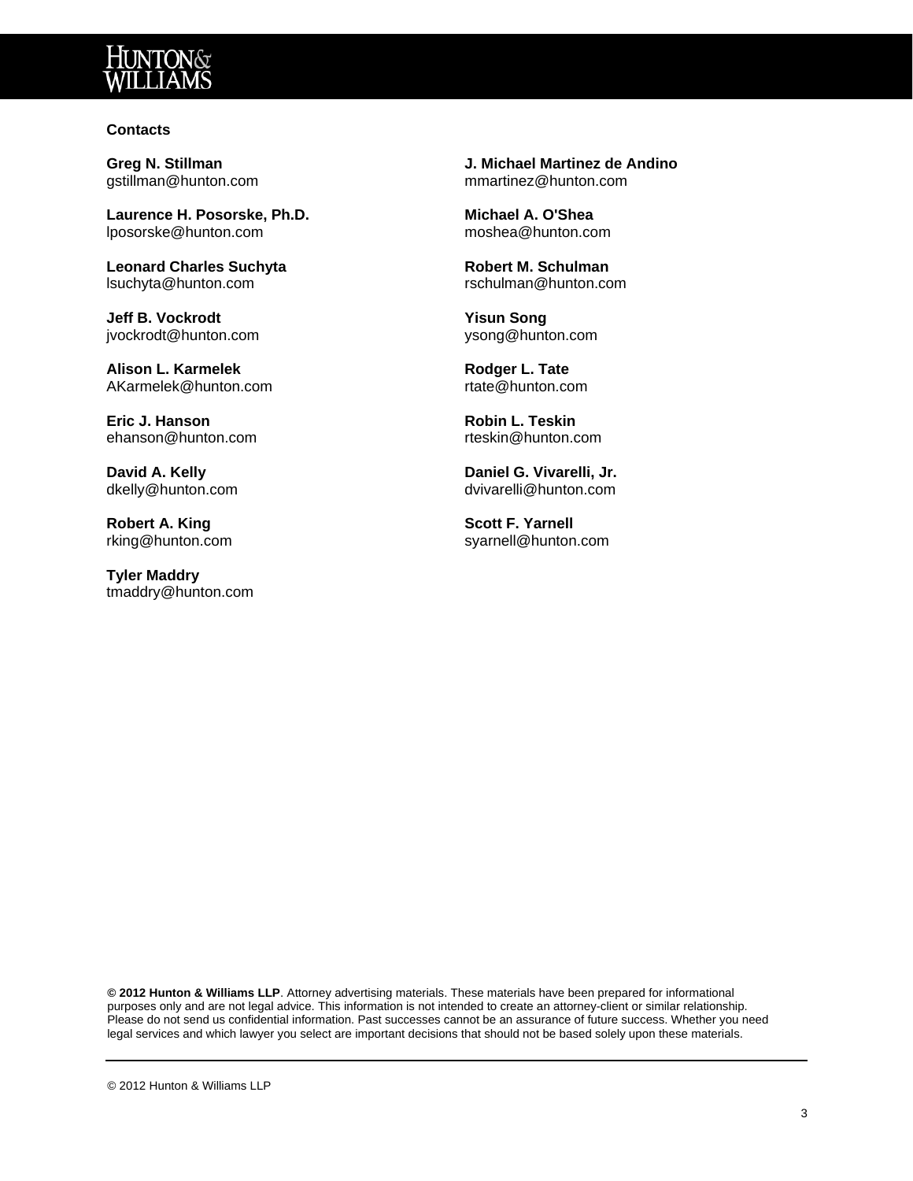**Contacts**

**Greg N. Stillman**
gstillman@hunton.com

**Laurence H. Posorske, Ph.D.**
lposorske@hunton.com

**Leonard Charles Suchyta**
lsuchyta@hunton.com

**Jeff B. Vockrodt**
jvockrodt@hunton.com

**Alison L. Karmelek**
AKarmelek@hunton.com

**Eric J. Hanson**
ehanson@hunton.com

**David A. Kelly**
dkelly@hunton.com

**Robert A. King**
rking@hunton.com

**Tyler Maddry**
tmaddry@hunton.com

**J. Michael Martinez de Andino**
mmartinez@hunton.com

**Michael A. O'Shea**
moshea@hunton.com

**Robert M. Schulman**
rschulman@hunton.com

**Yisun Song**
ysong@hunton.com

**Rodger L. Tate**
rtate@hunton.com

**Robin L. Teskin**
rteskin@hunton.com

**Daniel G. Vivarelli, Jr.**
dvivarelli@hunton.com

**Scott F. Yarnell**
syarnell@hunton.com

**© 2012 Hunton & Williams LLP**. Attorney advertising materials. These materials have been prepared for informational purposes only and are not legal advice. This information is not intended to create an attorney-client or similar relationship. Please do not send us confidential information. Past successes cannot be an assurance of future success. Whether you need legal services and which lawyer you select are important decisions that should not be based solely upon these materials.